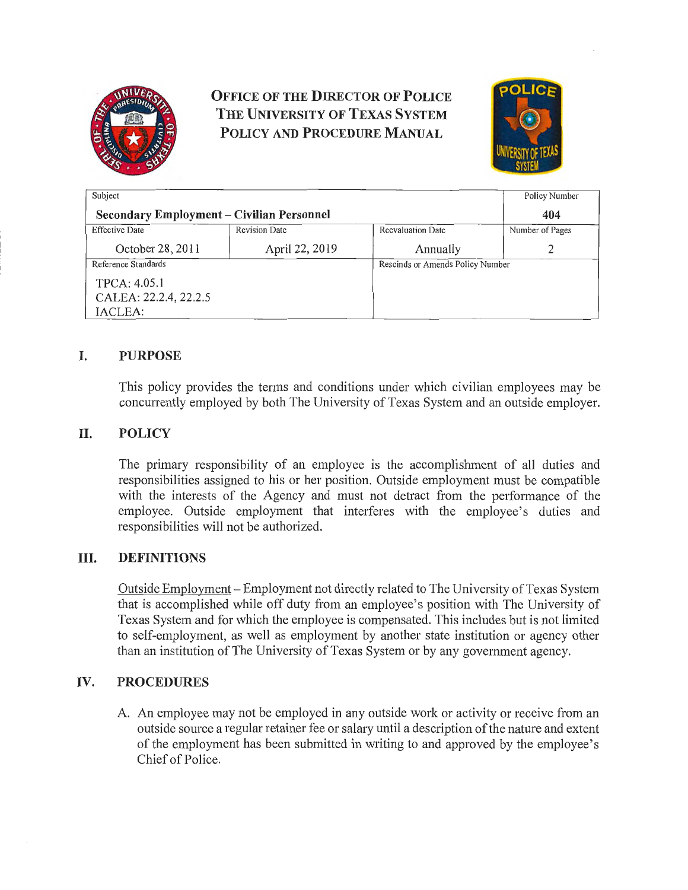**OFFICE OF THE DIRECTOR OF POLICE**
**THE UNIVERSITY OF TEXAS SYSTEM**
**POLICY AND PROCEDURE MANUAL**

| Subject | | | Policy Number |
|---|---|---|---|
| **Secondary Employment – Civilian Personnel** | | | **404** |
| Effective Date | Revision Date | Reevaluation Date | Number of Pages |
| October 28, 2011 | April 22, 2019 | Annually | 2 |
| Reference Standards | | Rescinds or Amends Policy Number | |
| TPCA: 4.05.1<br>CALEA: 22.2.4, 22.2.5<br>IACLEA: | | | |

## I. PURPOSE

This policy provides the terms and conditions under which civilian employees may be concurrently employed by both The University of Texas System and an outside employer.

## II. POLICY

The primary responsibility of an employee is the accomplishment of all duties and responsibilities assigned to his or her position. Outside employment must be compatible with the interests of the Agency and must not detract from the performance of the employee. Outside employment that interferes with the employee's duties and responsibilities will not be authorized.

## III. DEFINITIONS

Outside Employment – Employment not directly related to The University of Texas System that is accomplished while off duty from an employee's position with The University of Texas System and for which the employee is compensated. This includes but is not limited to self-employment, as well as employment by another state institution or agency other than an institution of The University of Texas System or by any government agency.

## IV. PROCEDURES

A. An employee may not be employed in any outside work or activity or receive from an outside source a regular retainer fee or salary until a description of the nature and extent of the employment has been submitted in writing to and approved by the employee's Chief of Police.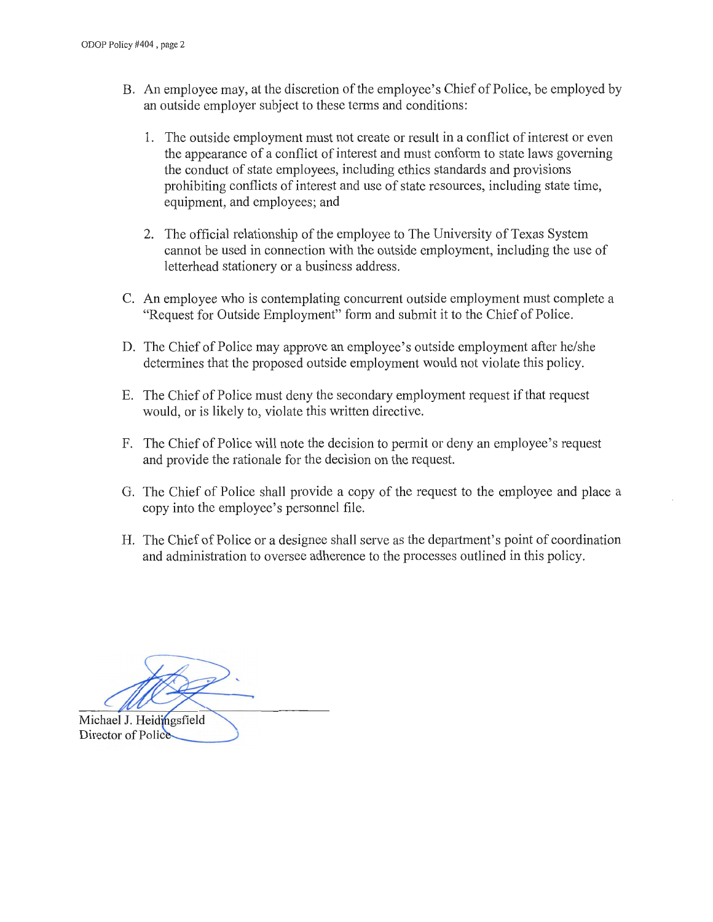B. An employee may, at the discretion of the employee's Chief of Police, be employed by an outside employer subject to these terms and conditions:

   1. The outside employment must not create or result in a conflict of interest or even the appearance of a conflict of interest and must conform to state laws governing the conduct of state employees, including ethics standards and provisions prohibiting conflicts of interest and use of state resources, including state time, equipment, and employees; and

   2. The official relationship of the employee to The University of Texas System cannot be used in connection with the outside employment, including the use of letterhead stationery or a business address.

C. An employee who is contemplating concurrent outside employment must complete a "Request for Outside Employment" form and submit it to the Chief of Police.

D. The Chief of Police may approve an employee's outside employment after he/she determines that the proposed outside employment would not violate this policy.

E. The Chief of Police must deny the secondary employment request if that request would, or is likely to, violate this written directive.

F. The Chief of Police will note the decision to permit or deny an employee's request and provide the rationale for the decision on the request.

G. The Chief of Police shall provide a copy of the request to the employee and place a copy into the employee's personnel file.

H. The Chief of Police or a designee shall serve as the department's point of coordination and administration to oversee adherence to the processes outlined in this policy.

Michael J. Heidingsfield
Director of Police